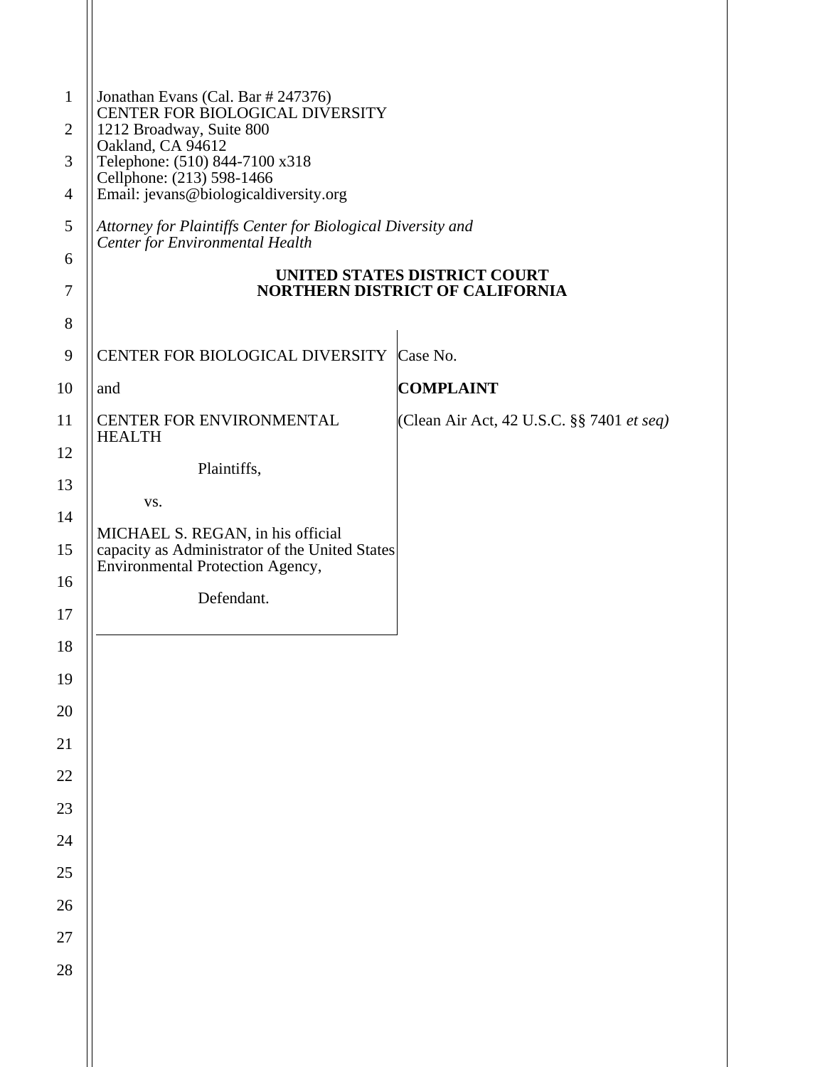Jonathan Evans (Cal. Bar # 247376)
CENTER FOR BIOLOGICAL DIVERSITY
1212 Broadway, Suite 800
Oakland, CA 94612
Telephone: (510) 844-7100 x318
Cellphone: (213) 598-1466
Email: jevans@biologicaldiversity.org

*Attorney for Plaintiffs Center for Biological Diversity and Center for Environmental Health*

**UNITED STATES DISTRICT COURT**
**NORTHERN DISTRICT OF CALIFORNIA**

| | |
|---|---|
| CENTER FOR BIOLOGICAL DIVERSITY<br><br>and<br><br>CENTER FOR ENVIRONMENTAL HEALTH<br><br>Plaintiffs,<br><br>vs.<br><br>MICHAEL S. REGAN, in his official capacity as Administrator of the United States Environmental Protection Agency,<br><br>Defendant. | Case No.<br><br>**COMPLAINT**<br><br>(Clean Air Act, 42 U.S.C. §§ 7401 *et seq)* |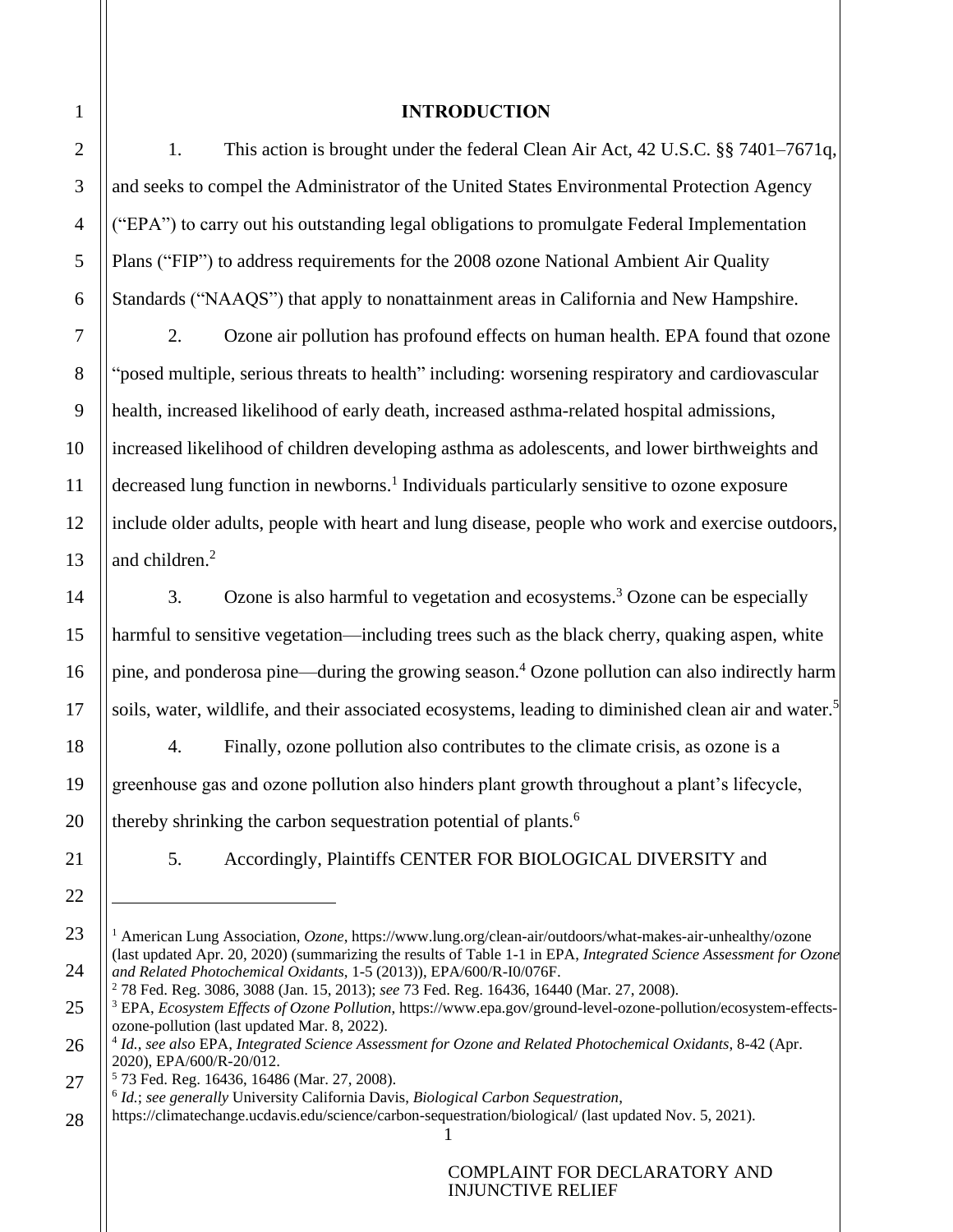## INTRODUCTION

1. This action is brought under the federal Clean Air Act, 42 U.S.C. §§ 7401–7671q, and seeks to compel the Administrator of the United States Environmental Protection Agency ("EPA") to carry out his outstanding legal obligations to promulgate Federal Implementation Plans ("FIP") to address requirements for the 2008 ozone National Ambient Air Quality Standards ("NAAQS") that apply to nonattainment areas in California and New Hampshire.

2. Ozone air pollution has profound effects on human health. EPA found that ozone "posed multiple, serious threats to health" including: worsening respiratory and cardiovascular health, increased likelihood of early death, increased asthma-related hospital admissions, increased likelihood of children developing asthma as adolescents, and lower birthweights and decreased lung function in newborns.[1] Individuals particularly sensitive to ozone exposure include older adults, people with heart and lung disease, people who work and exercise outdoors, and children.[2]

3. Ozone is also harmful to vegetation and ecosystems.[3] Ozone can be especially harmful to sensitive vegetation—including trees such as the black cherry, quaking aspen, white pine, and ponderosa pine—during the growing season.[4] Ozone pollution can also indirectly harm soils, water, wildlife, and their associated ecosystems, leading to diminished clean air and water.[5]

4. Finally, ozone pollution also contributes to the climate crisis, as ozone is a greenhouse gas and ozone pollution also hinders plant growth throughout a plant's lifecycle, thereby shrinking the carbon sequestration potential of plants.[6]

5. Accordingly, Plaintiffs CENTER FOR BIOLOGICAL DIVERSITY and

---

[1] American Lung Association, *Ozone*, https://www.lung.org/clean-air/outdoors/what-makes-air-unhealthy/ozone (last updated Apr. 20, 2020) (summarizing the results of Table 1-1 in EPA, *Integrated Science Assessment for Ozone and Related Photochemical Oxidants*, 1-5 (2013)), EPA/600/R-I0/076F.

[2] 78 Fed. Reg. 3086, 3088 (Jan. 15, 2013); *see* 73 Fed. Reg. 16436, 16440 (Mar. 27, 2008).

[3] EPA, *Ecosystem Effects of Ozone Pollution*, https://www.epa.gov/ground-level-ozone-pollution/ecosystem-effects-ozone-pollution (last updated Mar. 8, 2022).

[4] *Id.*, *see also* EPA, *Integrated Science Assessment for Ozone and Related Photochemical Oxidants*, 8-42 (Apr. 2020), EPA/600/R-20/012.

[5] 73 Fed. Reg. 16436, 16486 (Mar. 27, 2008).

[6] *Id.*; *see generally* University California Davis, *Biological Carbon Sequestration*, https://climatechange.ucdavis.edu/science/carbon-sequestration/biological/ (last updated Nov. 5, 2021).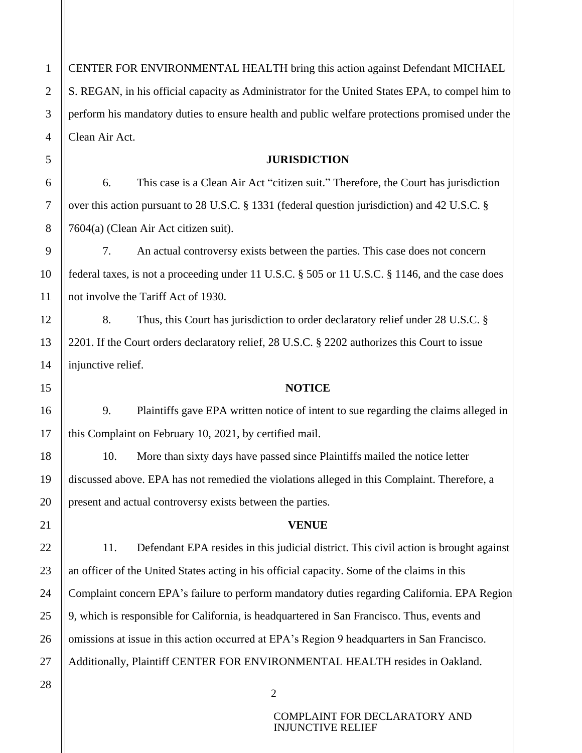CENTER FOR ENVIRONMENTAL HEALTH bring this action against Defendant MICHAEL S. REGAN, in his official capacity as Administrator for the United States EPA, to compel him to perform his mandatory duties to ensure health and public welfare protections promised under the Clean Air Act.

## JURISDICTION

6. This case is a Clean Air Act "citizen suit." Therefore, the Court has jurisdiction over this action pursuant to 28 U.S.C. § 1331 (federal question jurisdiction) and 42 U.S.C. § 7604(a) (Clean Air Act citizen suit).

7. An actual controversy exists between the parties. This case does not concern federal taxes, is not a proceeding under 11 U.S.C. § 505 or 11 U.S.C. § 1146, and the case does not involve the Tariff Act of 1930.

8. Thus, this Court has jurisdiction to order declaratory relief under 28 U.S.C. § 2201. If the Court orders declaratory relief, 28 U.S.C. § 2202 authorizes this Court to issue injunctive relief.

## NOTICE

9. Plaintiffs gave EPA written notice of intent to sue regarding the claims alleged in this Complaint on February 10, 2021, by certified mail.

10. More than sixty days have passed since Plaintiffs mailed the notice letter discussed above. EPA has not remedied the violations alleged in this Complaint. Therefore, a present and actual controversy exists between the parties.

## VENUE

11. Defendant EPA resides in this judicial district. This civil action is brought against an officer of the United States acting in his official capacity. Some of the claims in this Complaint concern EPA's failure to perform mandatory duties regarding California. EPA Region 9, which is responsible for California, is headquartered in San Francisco. Thus, events and omissions at issue in this action occurred at EPA's Region 9 headquarters in San Francisco. Additionally, Plaintiff CENTER FOR ENVIRONMENTAL HEALTH resides in Oakland.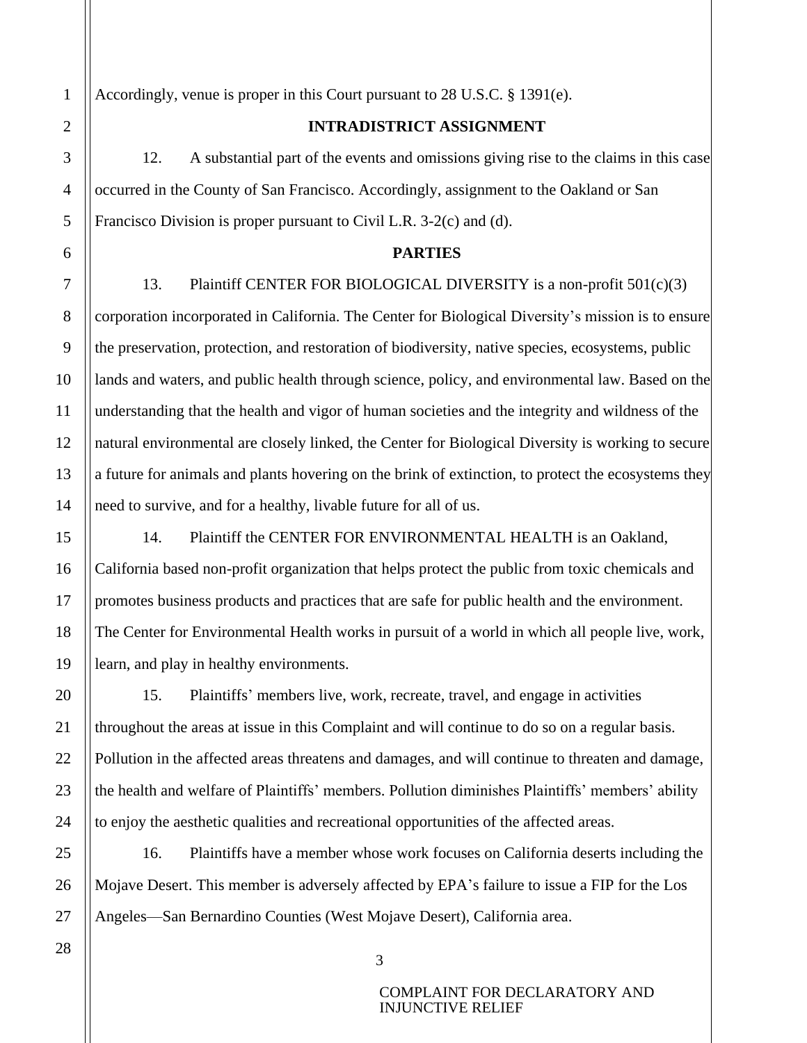Accordingly, venue is proper in this Court pursuant to 28 U.S.C. § 1391(e).

**INTRADISTRICT ASSIGNMENT**

12. A substantial part of the events and omissions giving rise to the claims in this case occurred in the County of San Francisco. Accordingly, assignment to the Oakland or San Francisco Division is proper pursuant to Civil L.R. 3-2(c) and (d).

**PARTIES**

13. Plaintiff CENTER FOR BIOLOGICAL DIVERSITY is a non-profit 501(c)(3) corporation incorporated in California. The Center for Biological Diversity's mission is to ensure the preservation, protection, and restoration of biodiversity, native species, ecosystems, public lands and waters, and public health through science, policy, and environmental law. Based on the understanding that the health and vigor of human societies and the integrity and wildness of the natural environmental are closely linked, the Center for Biological Diversity is working to secure a future for animals and plants hovering on the brink of extinction, to protect the ecosystems they need to survive, and for a healthy, livable future for all of us.

14. Plaintiff the CENTER FOR ENVIRONMENTAL HEALTH is an Oakland, California based non-profit organization that helps protect the public from toxic chemicals and promotes business products and practices that are safe for public health and the environment. The Center for Environmental Health works in pursuit of a world in which all people live, work, learn, and play in healthy environments.

15. Plaintiffs' members live, work, recreate, travel, and engage in activities throughout the areas at issue in this Complaint and will continue to do so on a regular basis. Pollution in the affected areas threatens and damages, and will continue to threaten and damage, the health and welfare of Plaintiffs' members. Pollution diminishes Plaintiffs' members' ability to enjoy the aesthetic qualities and recreational opportunities of the affected areas.

16. Plaintiffs have a member whose work focuses on California deserts including the Mojave Desert. This member is adversely affected by EPA's failure to issue a FIP for the Los Angeles—San Bernardino Counties (West Mojave Desert), California area.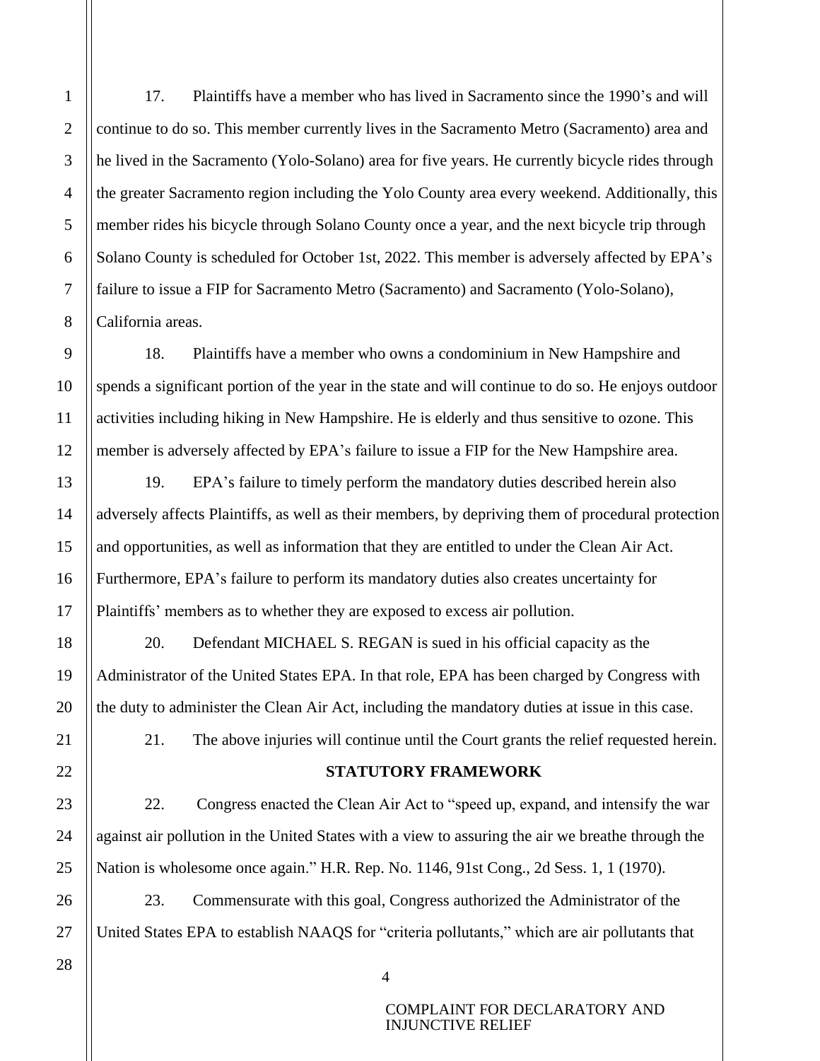17. Plaintiffs have a member who has lived in Sacramento since the 1990's and will continue to do so. This member currently lives in the Sacramento Metro (Sacramento) area and he lived in the Sacramento (Yolo-Solano) area for five years. He currently bicycle rides through the greater Sacramento region including the Yolo County area every weekend. Additionally, this member rides his bicycle through Solano County once a year, and the next bicycle trip through Solano County is scheduled for October 1st, 2022. This member is adversely affected by EPA's failure to issue a FIP for Sacramento Metro (Sacramento) and Sacramento (Yolo-Solano), California areas.

18. Plaintiffs have a member who owns a condominium in New Hampshire and spends a significant portion of the year in the state and will continue to do so. He enjoys outdoor activities including hiking in New Hampshire. He is elderly and thus sensitive to ozone. This member is adversely affected by EPA's failure to issue a FIP for the New Hampshire area.

19. EPA's failure to timely perform the mandatory duties described herein also adversely affects Plaintiffs, as well as their members, by depriving them of procedural protection and opportunities, as well as information that they are entitled to under the Clean Air Act. Furthermore, EPA's failure to perform its mandatory duties also creates uncertainty for Plaintiffs' members as to whether they are exposed to excess air pollution.

20. Defendant MICHAEL S. REGAN is sued in his official capacity as the Administrator of the United States EPA. In that role, EPA has been charged by Congress with the duty to administer the Clean Air Act, including the mandatory duties at issue in this case.

21. The above injuries will continue until the Court grants the relief requested herein.

## STATUTORY FRAMEWORK

22. Congress enacted the Clean Air Act to "speed up, expand, and intensify the war against air pollution in the United States with a view to assuring the air we breathe through the Nation is wholesome once again." H.R. Rep. No. 1146, 91st Cong., 2d Sess. 1, 1 (1970).

23. Commensurate with this goal, Congress authorized the Administrator of the United States EPA to establish NAAQS for "criteria pollutants," which are air pollutants that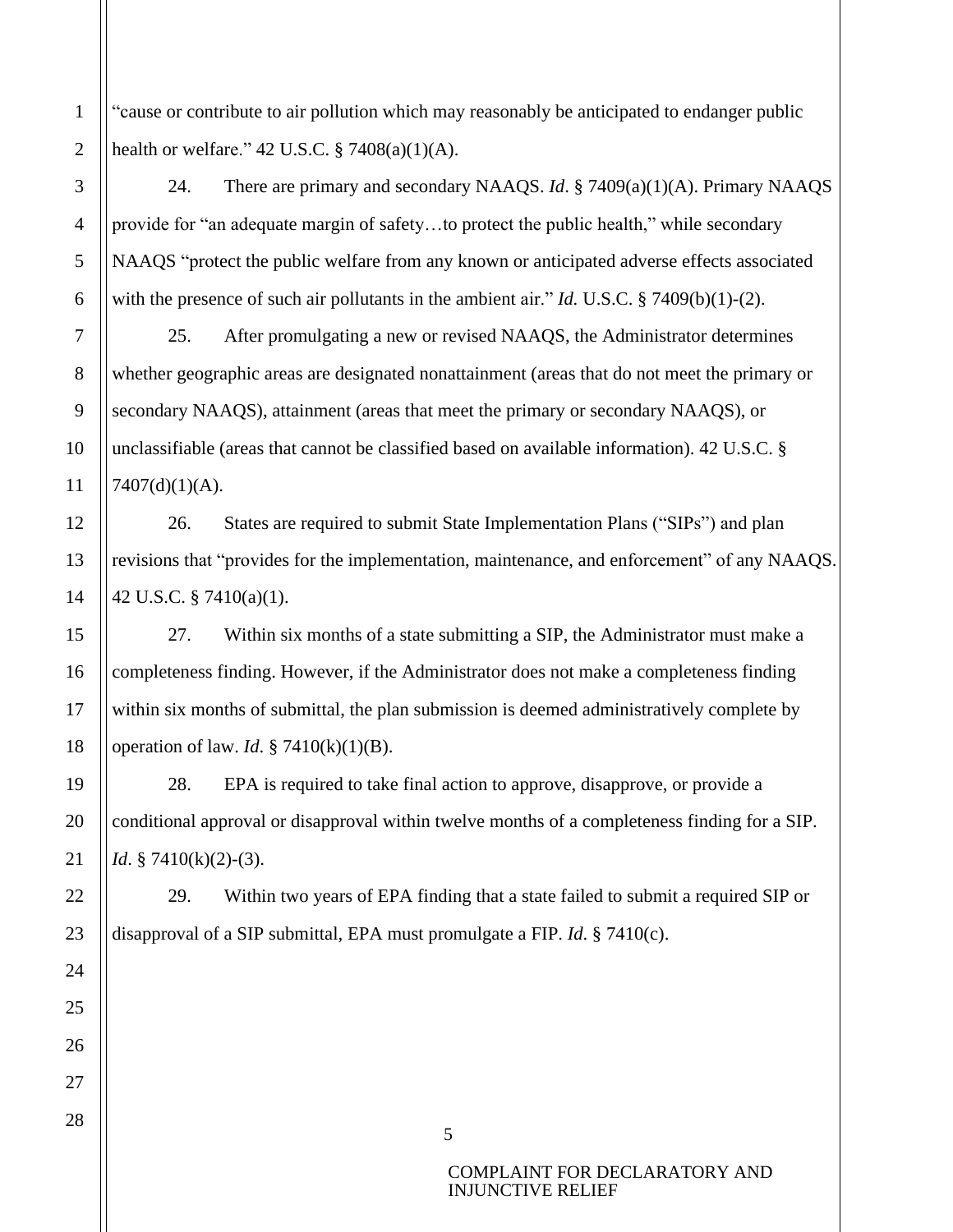"cause or contribute to air pollution which may reasonably be anticipated to endanger public health or welfare." 42 U.S.C. § 7408(a)(1)(A).

24. There are primary and secondary NAAQS. *Id*. § 7409(a)(1)(A). Primary NAAQS provide for "an adequate margin of safety…to protect the public health," while secondary NAAQS "protect the public welfare from any known or anticipated adverse effects associated with the presence of such air pollutants in the ambient air." *Id.* U.S.C. § 7409(b)(1)-(2).

25. After promulgating a new or revised NAAQS, the Administrator determines whether geographic areas are designated nonattainment (areas that do not meet the primary or secondary NAAQS), attainment (areas that meet the primary or secondary NAAQS), or unclassifiable (areas that cannot be classified based on available information). 42 U.S.C. § 7407(d)(1)(A).

26. States are required to submit State Implementation Plans ("SIPs") and plan revisions that "provides for the implementation, maintenance, and enforcement" of any NAAQS. 42 U.S.C. § 7410(a)(1).

27. Within six months of a state submitting a SIP, the Administrator must make a completeness finding. However, if the Administrator does not make a completeness finding within six months of submittal, the plan submission is deemed administratively complete by operation of law. *Id*. § 7410(k)(1)(B).

28. EPA is required to take final action to approve, disapprove, or provide a conditional approval or disapproval within twelve months of a completeness finding for a SIP. *Id*. § 7410(k)(2)-(3).

29. Within two years of EPA finding that a state failed to submit a required SIP or disapproval of a SIP submittal, EPA must promulgate a FIP. *Id*. § 7410(c).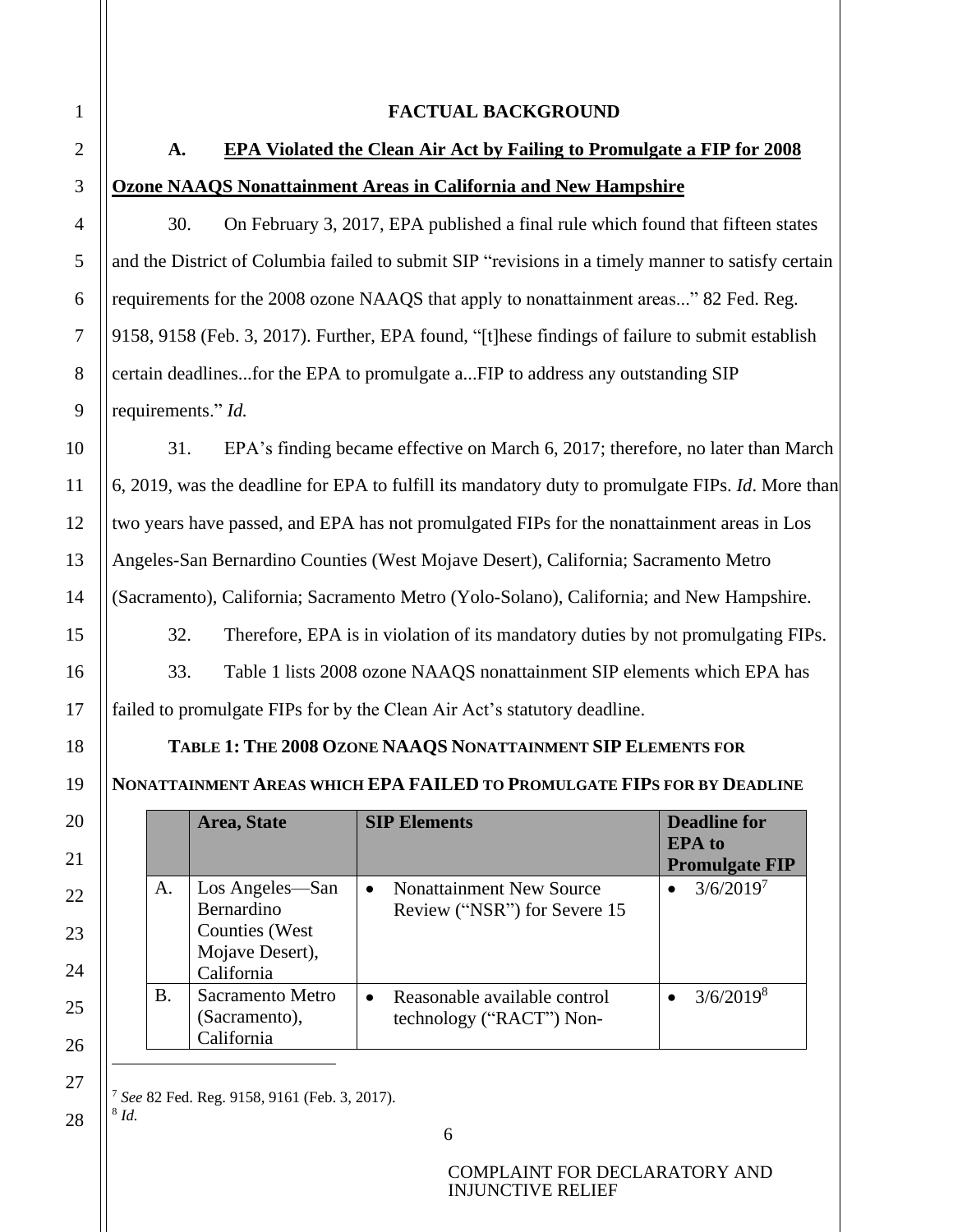## FACTUAL BACKGROUND

### A. EPA Violated the Clean Air Act by Failing to Promulgate a FIP for 2008 Ozone NAAQS Nonattainment Areas in California and New Hampshire

30. On February 3, 2017, EPA published a final rule which found that fifteen states and the District of Columbia failed to submit SIP "revisions in a timely manner to satisfy certain requirements for the 2008 ozone NAAQS that apply to nonattainment areas..." 82 Fed. Reg. 9158, 9158 (Feb. 3, 2017). Further, EPA found, "[t]hese findings of failure to submit establish certain deadlines...for the EPA to promulgate a...FIP to address any outstanding SIP requirements." *Id.*

31. EPA's finding became effective on March 6, 2017; therefore, no later than March 6, 2019, was the deadline for EPA to fulfill its mandatory duty to promulgate FIPs. *Id*. More than two years have passed, and EPA has not promulgated FIPs for the nonattainment areas in Los Angeles-San Bernardino Counties (West Mojave Desert), California; Sacramento Metro (Sacramento), California; Sacramento Metro (Yolo-Solano), California; and New Hampshire.

32. Therefore, EPA is in violation of its mandatory duties by not promulgating FIPs.

33. Table 1 lists 2008 ozone NAAQS nonattainment SIP elements which EPA has failed to promulgate FIPs for by the Clean Air Act's statutory deadline.

**TABLE 1: THE 2008 OZONE NAAQS NONATTAINMENT SIP ELEMENTS FOR NONATTAINMENT AREAS WHICH EPA FAILED TO PROMULGATE FIPS FOR BY DEADLINE**

| | Area, State | SIP Elements | Deadline for EPA to Promulgate FIP |
|---|---|---|---|
| A. | Los Angeles—San Bernardino Counties (West Mojave Desert), California | • Nonattainment New Source Review ("NSR") for Severe 15 | • 3/6/2019[7] |
| B. | Sacramento Metro (Sacramento), California | • Reasonable available control technology ("RACT") Non- | • 3/6/2019[8] |

[7] *See* 82 Fed. Reg. 9158, 9161 (Feb. 3, 2017).

[8] *Id.*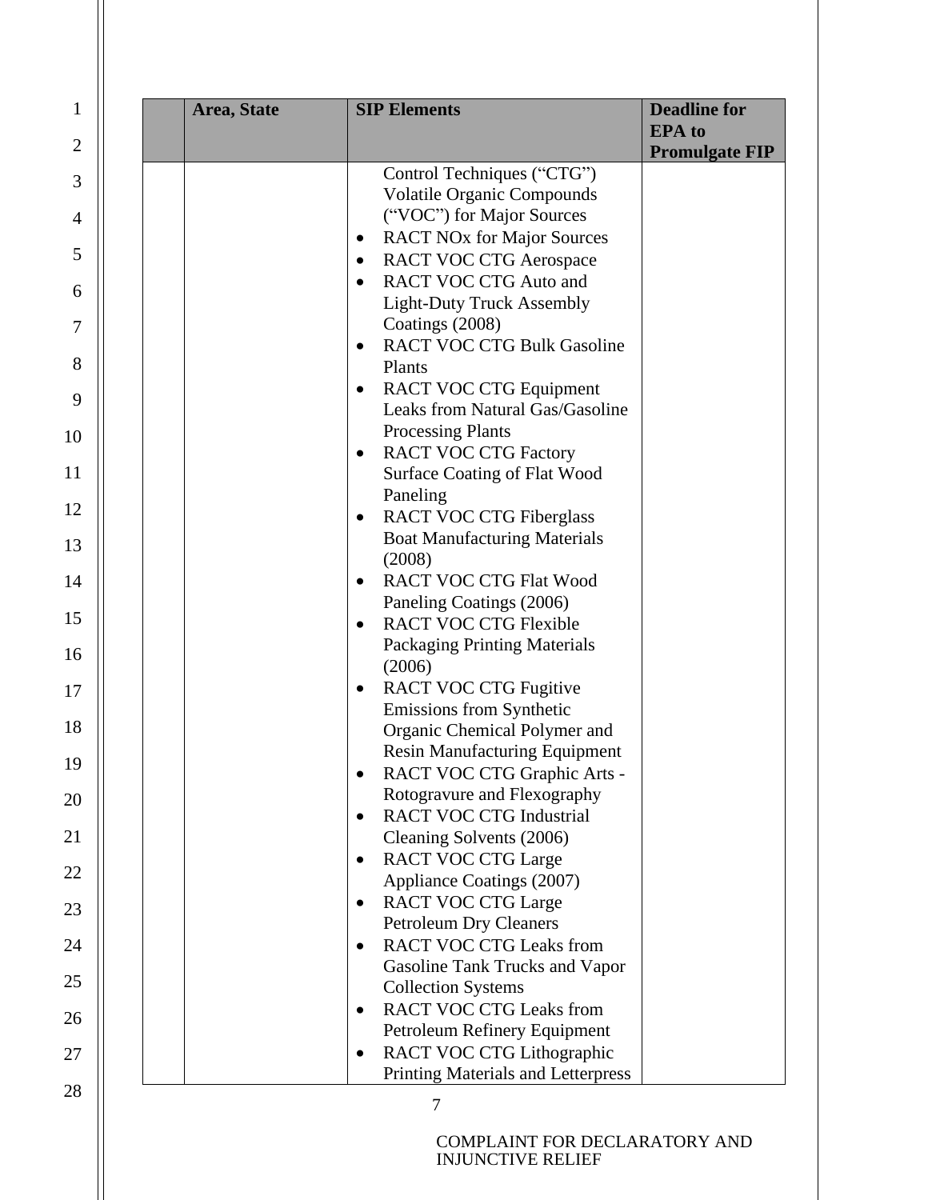|  | Area, State | SIP Elements | Deadline for EPA to Promulgate FIP |
|---|---|---|---|
|  |  | Control Techniques ("CTG") Volatile Organic Compounds ("VOC") for Major Sources<br>• RACT NOx for Major Sources<br>• RACT VOC CTG Aerospace<br>• RACT VOC CTG Auto and Light-Duty Truck Assembly Coatings (2008)<br>• RACT VOC CTG Bulk Gasoline Plants<br>• RACT VOC CTG Equipment Leaks from Natural Gas/Gasoline Processing Plants<br>• RACT VOC CTG Factory Surface Coating of Flat Wood Paneling<br>• RACT VOC CTG Fiberglass Boat Manufacturing Materials (2008)<br>• RACT VOC CTG Flat Wood Paneling Coatings (2006)<br>• RACT VOC CTG Flexible Packaging Printing Materials (2006)<br>• RACT VOC CTG Fugitive Emissions from Synthetic Organic Chemical Polymer and Resin Manufacturing Equipment<br>• RACT VOC CTG Graphic Arts - Rotogravure and Flexography<br>• RACT VOC CTG Industrial Cleaning Solvents (2006)<br>• RACT VOC CTG Large Appliance Coatings (2007)<br>• RACT VOC CTG Large Petroleum Dry Cleaners<br>• RACT VOC CTG Leaks from Gasoline Tank Trucks and Vapor Collection Systems<br>• RACT VOC CTG Leaks from Petroleum Refinery Equipment<br>• RACT VOC CTG Lithographic Printing Materials and Letterpress |  |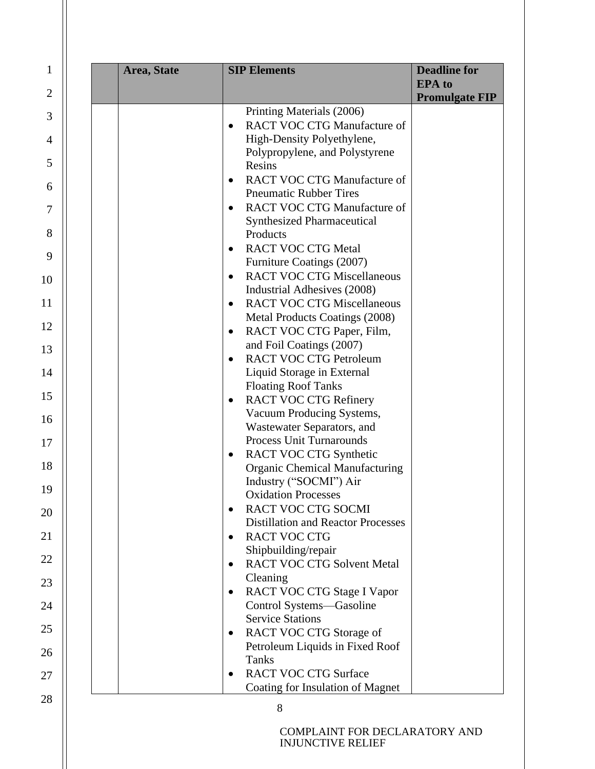|  | Area, State | SIP Elements | Deadline for EPA to Promulgate FIP |
| --- | --- | --- | --- |
|  |  | Printing Materials (2006)<br>• RACT VOC CTG Manufacture of High-Density Polyethylene, Polypropylene, and Polystyrene Resins<br>• RACT VOC CTG Manufacture of Pneumatic Rubber Tires<br>• RACT VOC CTG Manufacture of Synthesized Pharmaceutical Products<br>• RACT VOC CTG Metal Furniture Coatings (2007)<br>• RACT VOC CTG Miscellaneous Industrial Adhesives (2008)<br>• RACT VOC CTG Miscellaneous Metal Products Coatings (2008)<br>• RACT VOC CTG Paper, Film, and Foil Coatings (2007)<br>• RACT VOC CTG Petroleum Liquid Storage in External Floating Roof Tanks<br>• RACT VOC CTG Refinery Vacuum Producing Systems, Wastewater Separators, and Process Unit Turnarounds<br>• RACT VOC CTG Synthetic Organic Chemical Manufacturing Industry ("SOCMI") Air Oxidation Processes<br>• RACT VOC CTG SOCMI Distillation and Reactor Processes<br>• RACT VOC CTG Shipbuilding/repair<br>• RACT VOC CTG Solvent Metal Cleaning<br>• RACT VOC CTG Stage I Vapor Control Systems—Gasoline Service Stations<br>• RACT VOC CTG Storage of Petroleum Liquids in Fixed Roof Tanks<br>• RACT VOC CTG Surface Coating for Insulation of Magnet |  |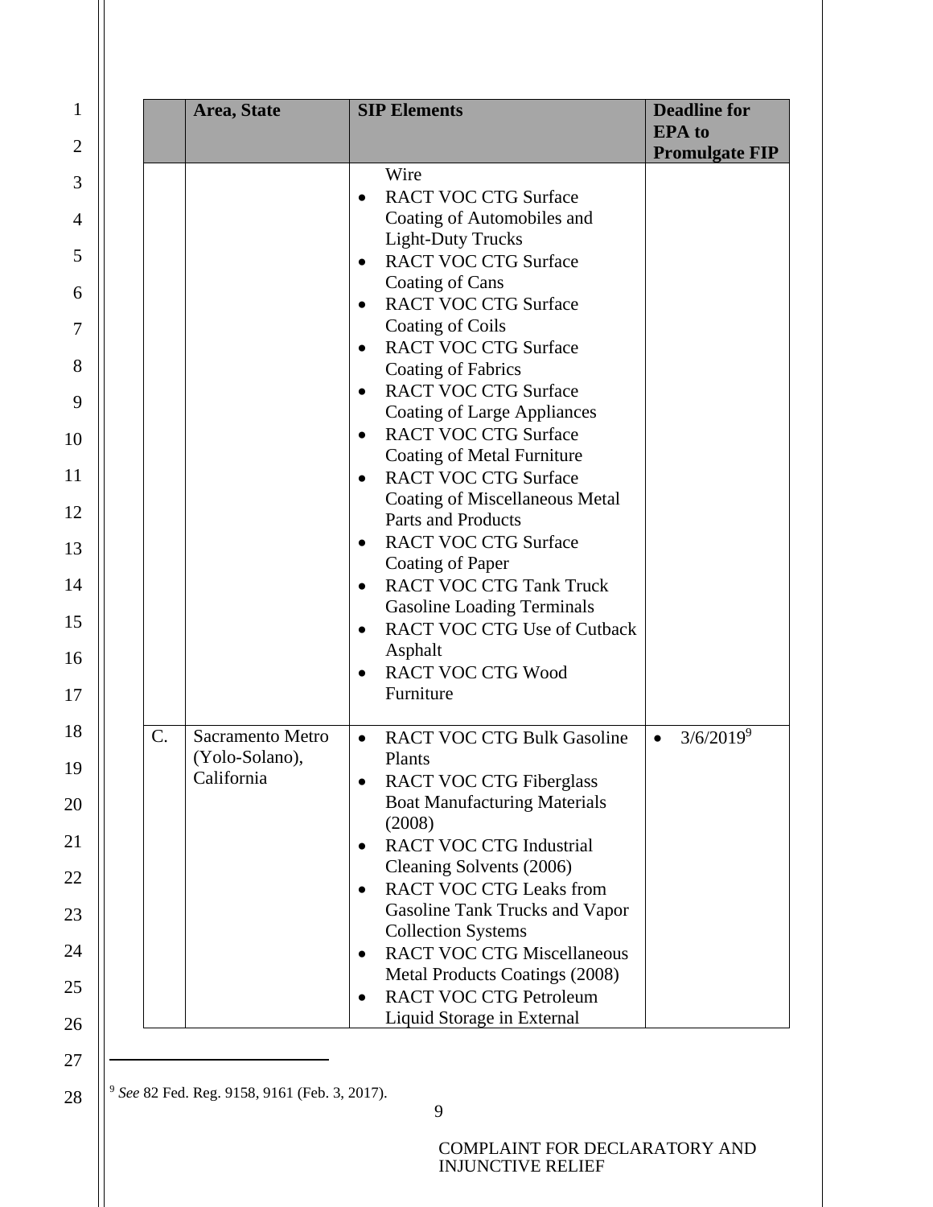| | Area, State | SIP Elements | Deadline for EPA to Promulgate FIP |
|---|---|---|---|
| | | Wire<br>• RACT VOC CTG Surface Coating of Automobiles and Light-Duty Trucks<br>• RACT VOC CTG Surface Coating of Cans<br>• RACT VOC CTG Surface Coating of Coils<br>• RACT VOC CTG Surface Coating of Fabrics<br>• RACT VOC CTG Surface Coating of Large Appliances<br>• RACT VOC CTG Surface Coating of Metal Furniture<br>• RACT VOC CTG Surface Coating of Miscellaneous Metal Parts and Products<br>• RACT VOC CTG Surface Coating of Paper<br>• RACT VOC CTG Tank Truck Gasoline Loading Terminals<br>• RACT VOC CTG Use of Cutback Asphalt<br>• RACT VOC CTG Wood Furniture | |
| C. | Sacramento Metro (Yolo-Solano), California | • RACT VOC CTG Bulk Gasoline Plants<br>• RACT VOC CTG Fiberglass Boat Manufacturing Materials (2008)<br>• RACT VOC CTG Industrial Cleaning Solvents (2006)<br>• RACT VOC CTG Leaks from Gasoline Tank Trucks and Vapor Collection Systems<br>• RACT VOC CTG Miscellaneous Metal Products Coatings (2008)<br>• RACT VOC CTG Petroleum Liquid Storage in External | • 3/6/2019[9] |

[9] *See* 82 Fed. Reg. 9158, 9161 (Feb. 3, 2017).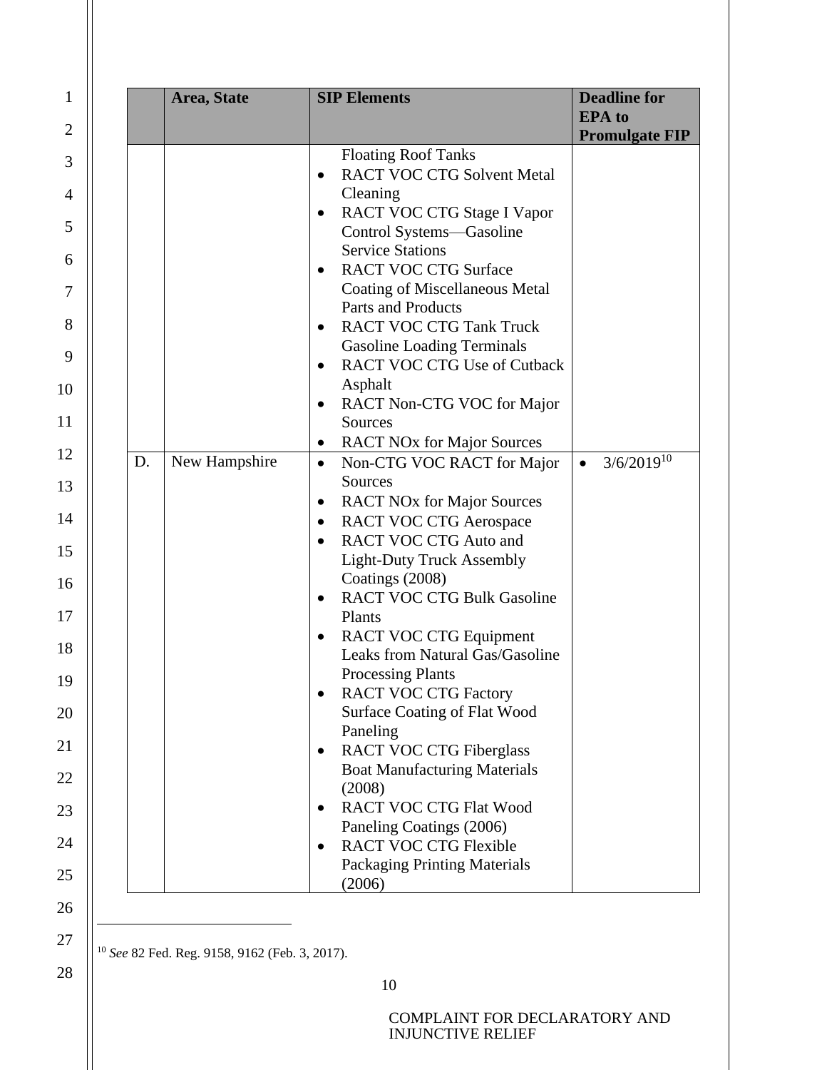| | Area, State | SIP Elements | Deadline for EPA to Promulgate FIP |
|---|---|---|---|
| | | Floating Roof Tanks<br>• RACT VOC CTG Solvent Metal Cleaning<br>• RACT VOC CTG Stage I Vapor Control Systems—Gasoline Service Stations<br>• RACT VOC CTG Surface Coating of Miscellaneous Metal Parts and Products<br>• RACT VOC CTG Tank Truck Gasoline Loading Terminals<br>• RACT VOC CTG Use of Cutback Asphalt<br>• RACT Non-CTG VOC for Major Sources<br>• RACT NOx for Major Sources | |
| D. | New Hampshire | • Non-CTG VOC RACT for Major Sources<br>• RACT NOx for Major Sources<br>• RACT VOC CTG Aerospace<br>• RACT VOC CTG Auto and Light-Duty Truck Assembly Coatings (2008)<br>• RACT VOC CTG Bulk Gasoline Plants<br>• RACT VOC CTG Equipment Leaks from Natural Gas/Gasoline Processing Plants<br>• RACT VOC CTG Factory Surface Coating of Flat Wood Paneling<br>• RACT VOC CTG Fiberglass Boat Manufacturing Materials (2008)<br>• RACT VOC CTG Flat Wood Paneling Coatings (2006)<br>• RACT VOC CTG Flexible Packaging Printing Materials (2006) | • 3/6/2019[10] |

[10] *See* 82 Fed. Reg. 9158, 9162 (Feb. 3, 2017).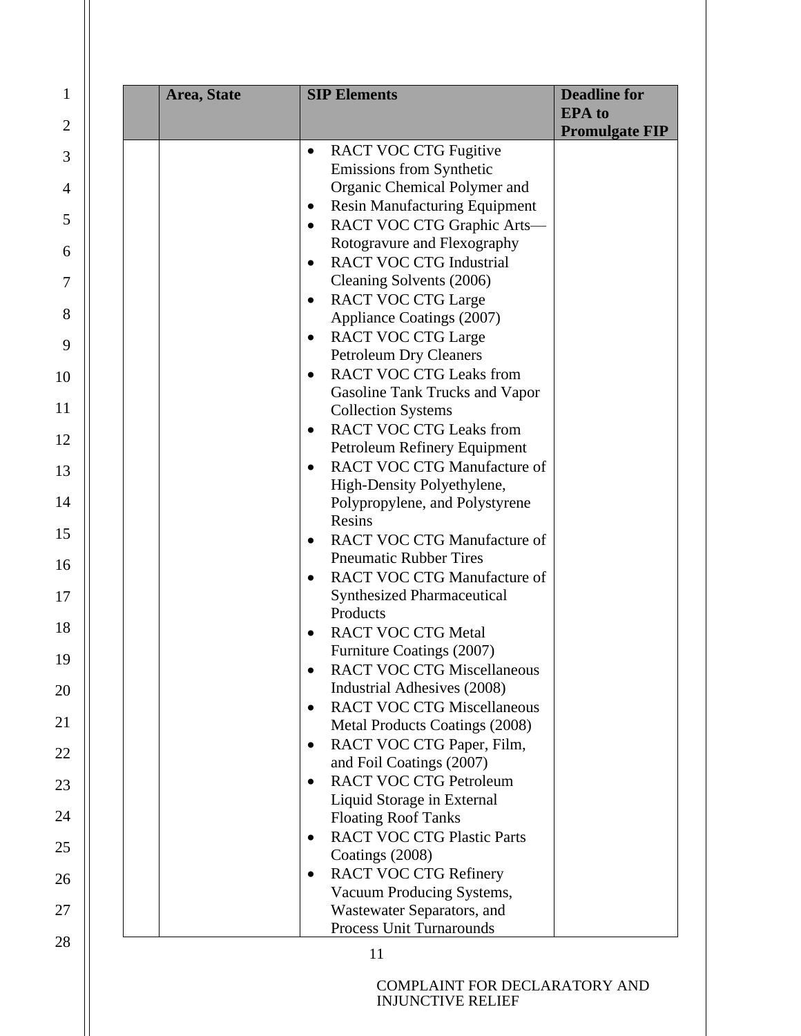| | Area, State | SIP Elements | Deadline for EPA to Promulgate FIP |
|---|---|---|---|
| | | • RACT VOC CTG Fugitive Emissions from Synthetic Organic Chemical Polymer and<br>• Resin Manufacturing Equipment<br>• RACT VOC CTG Graphic Arts—Rotogravure and Flexography<br>• RACT VOC CTG Industrial Cleaning Solvents (2006)<br>• RACT VOC CTG Large Appliance Coatings (2007)<br>• RACT VOC CTG Large Petroleum Dry Cleaners<br>• RACT VOC CTG Leaks from Gasoline Tank Trucks and Vapor Collection Systems<br>• RACT VOC CTG Leaks from Petroleum Refinery Equipment<br>• RACT VOC CTG Manufacture of High-Density Polyethylene, Polypropylene, and Polystyrene Resins<br>• RACT VOC CTG Manufacture of Pneumatic Rubber Tires<br>• RACT VOC CTG Manufacture of Synthesized Pharmaceutical Products<br>• RACT VOC CTG Metal Furniture Coatings (2007)<br>• RACT VOC CTG Miscellaneous Industrial Adhesives (2008)<br>• RACT VOC CTG Miscellaneous Metal Products Coatings (2008)<br>• RACT VOC CTG Paper, Film, and Foil Coatings (2007)<br>• RACT VOC CTG Petroleum Liquid Storage in External Floating Roof Tanks<br>• RACT VOC CTG Plastic Parts Coatings (2008)<br>• RACT VOC CTG Refinery Vacuum Producing Systems, Wastewater Separators, and Process Unit Turnarounds | |

COMPLAINT FOR DECLARATORY AND INJUNCTIVE RELIEF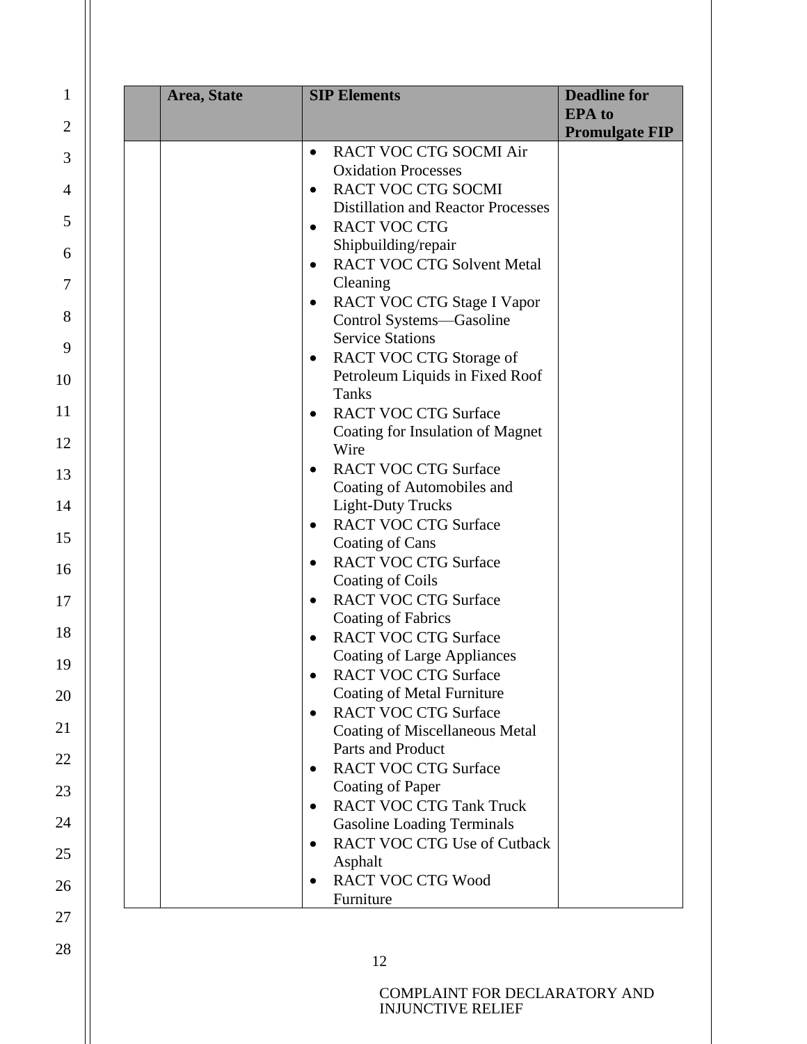| | Area, State | SIP Elements | Deadline for EPA to Promulgate FIP |
|---|---|---|---|
| | | • RACT VOC CTG SOCMI Air Oxidation Processes<br>• RACT VOC CTG SOCMI Distillation and Reactor Processes<br>• RACT VOC CTG Shipbuilding/repair<br>• RACT VOC CTG Solvent Metal Cleaning<br>• RACT VOC CTG Stage I Vapor Control Systems—Gasoline Service Stations<br>• RACT VOC CTG Storage of Petroleum Liquids in Fixed Roof Tanks<br>• RACT VOC CTG Surface Coating for Insulation of Magnet Wire<br>• RACT VOC CTG Surface Coating of Automobiles and Light-Duty Trucks<br>• RACT VOC CTG Surface Coating of Cans<br>• RACT VOC CTG Surface Coating of Coils<br>• RACT VOC CTG Surface Coating of Fabrics<br>• RACT VOC CTG Surface Coating of Large Appliances<br>• RACT VOC CTG Surface Coating of Metal Furniture<br>• RACT VOC CTG Surface Coating of Miscellaneous Metal Parts and Product<br>• RACT VOC CTG Surface Coating of Paper<br>• RACT VOC CTG Tank Truck Gasoline Loading Terminals<br>• RACT VOC CTG Use of Cutback Asphalt<br>• RACT VOC CTG Wood Furniture | |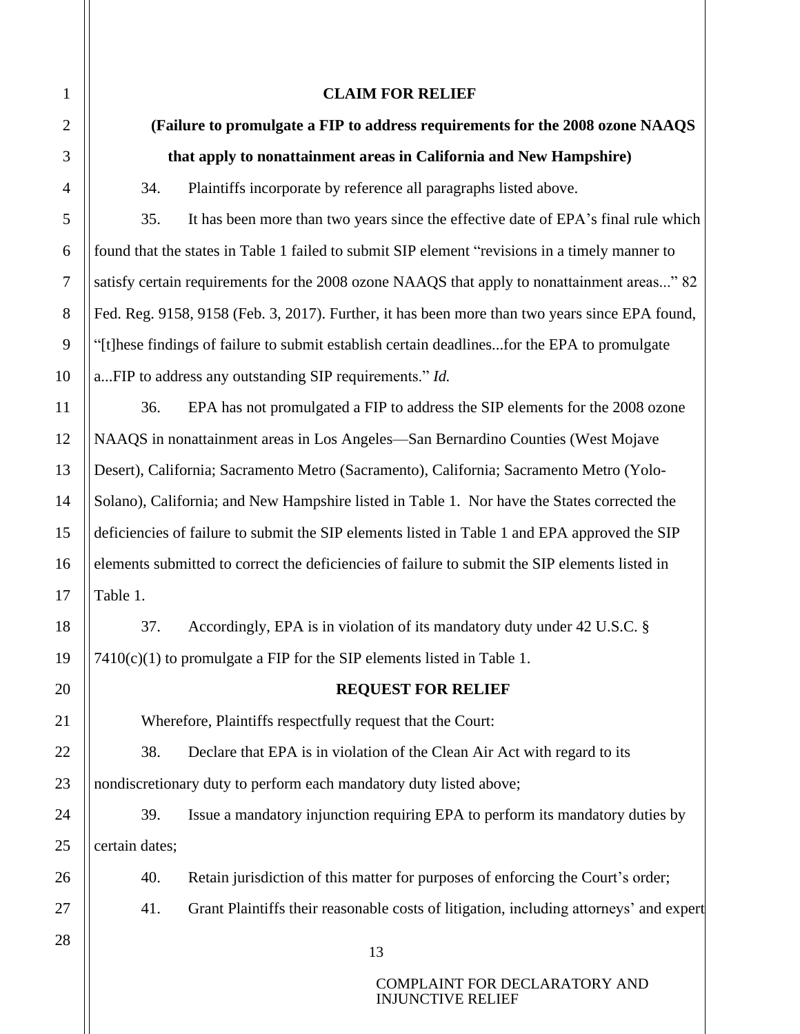**CLAIM FOR RELIEF**

**(Failure to promulgate a FIP to address requirements for the 2008 ozone NAAQS that apply to nonattainment areas in California and New Hampshire)**

34. Plaintiffs incorporate by reference all paragraphs listed above.

35. It has been more than two years since the effective date of EPA's final rule which found that the states in Table 1 failed to submit SIP element "revisions in a timely manner to satisfy certain requirements for the 2008 ozone NAAQS that apply to nonattainment areas..." 82 Fed. Reg. 9158, 9158 (Feb. 3, 2017). Further, it has been more than two years since EPA found, "[t]hese findings of failure to submit establish certain deadlines...for the EPA to promulgate a...FIP to address any outstanding SIP requirements." *Id.*

36. EPA has not promulgated a FIP to address the SIP elements for the 2008 ozone NAAQS in nonattainment areas in Los Angeles—San Bernardino Counties (West Mojave Desert), California; Sacramento Metro (Sacramento), California; Sacramento Metro (Yolo-Solano), California; and New Hampshire listed in Table 1. Nor have the States corrected the deficiencies of failure to submit the SIP elements listed in Table 1 and EPA approved the SIP elements submitted to correct the deficiencies of failure to submit the SIP elements listed in Table 1.

37. Accordingly, EPA is in violation of its mandatory duty under 42 U.S.C. § 7410(c)(1) to promulgate a FIP for the SIP elements listed in Table 1.

**REQUEST FOR RELIEF**

Wherefore, Plaintiffs respectfully request that the Court:

38. Declare that EPA is in violation of the Clean Air Act with regard to its nondiscretionary duty to perform each mandatory duty listed above;

39. Issue a mandatory injunction requiring EPA to perform its mandatory duties by certain dates;

40. Retain jurisdiction of this matter for purposes of enforcing the Court's order;

41. Grant Plaintiffs their reasonable costs of litigation, including attorneys' and expert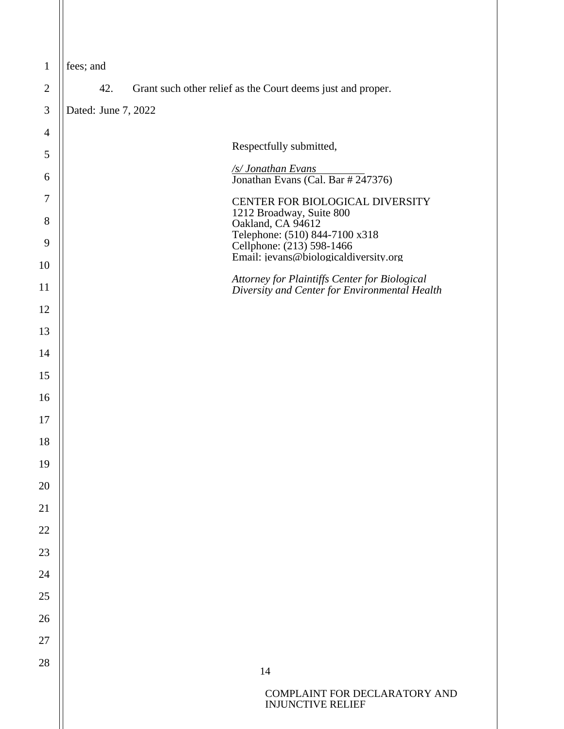fees; and

42. Grant such other relief as the Court deems just and proper.

Dated: June 7, 2022

Respectfully submitted,

*/s/ Jonathan Evans*
Jonathan Evans (Cal. Bar # 247376)

CENTER FOR BIOLOGICAL DIVERSITY
1212 Broadway, Suite 800
Oakland, CA 94612
Telephone: (510) 844-7100 x318
Cellphone: (213) 598-1466
Email: jevans@biologicaldiversity.org

*Attorney for Plaintiffs Center for Biological Diversity and Center for Environmental Health*